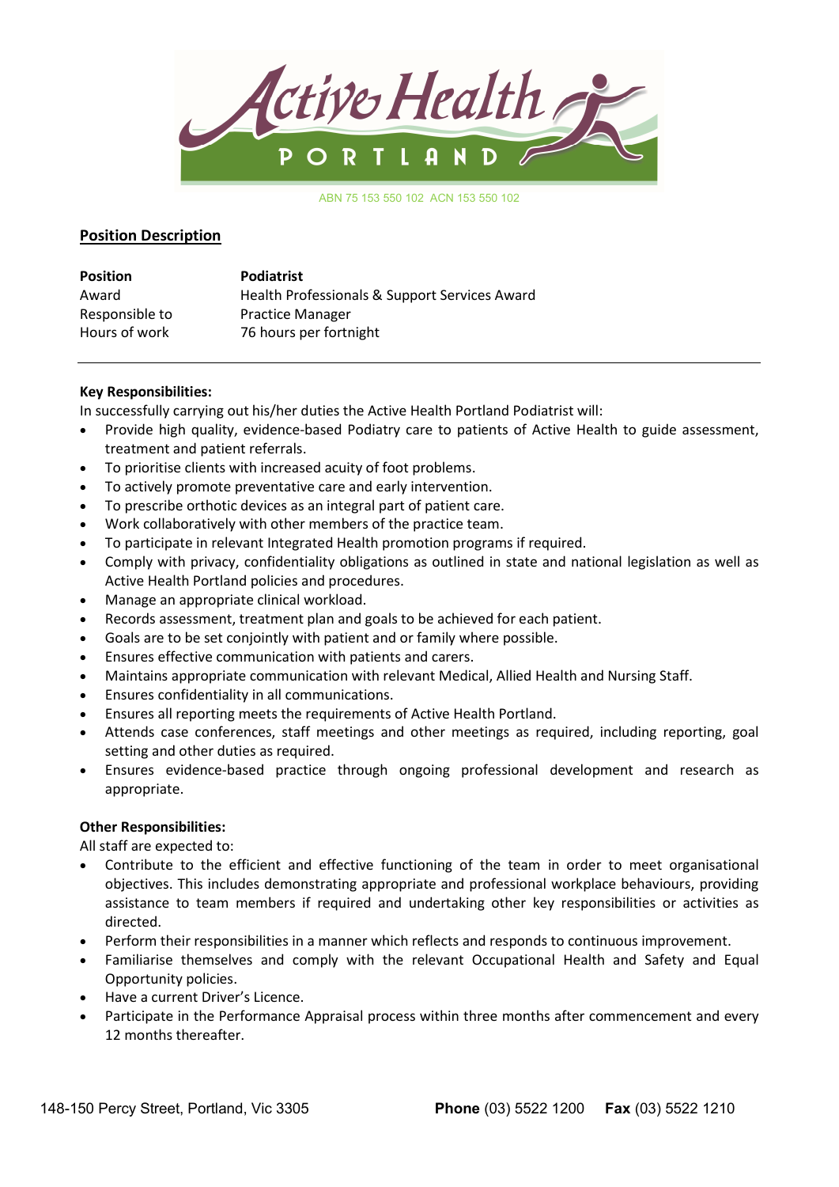ABN 75 153 550 102 ACN 153 550 102

## Position Description

| **Position** | **Podiatrist** |
| --- | --- |
| Award | Health Professionals & Support Services Award |
| Responsible to | Practice Manager |
| Hours of work | 76 hours per fortnight |

---

**Key Responsibilities:**

In successfully carrying out his/her duties the Active Health Portland Podiatrist will:

- Provide high quality, evidence-based Podiatry care to patients of Active Health to guide assessment, treatment and patient referrals.
- To prioritise clients with increased acuity of foot problems.
- To actively promote preventative care and early intervention.
- To prescribe orthotic devices as an integral part of patient care.
- Work collaboratively with other members of the practice team.
- To participate in relevant Integrated Health promotion programs if required.
- Comply with privacy, confidentiality obligations as outlined in state and national legislation as well as Active Health Portland policies and procedures.
- Manage an appropriate clinical workload.
- Records assessment, treatment plan and goals to be achieved for each patient.
- Goals are to be set conjointly with patient and or family where possible.
- Ensures effective communication with patients and carers.
- Maintains appropriate communication with relevant Medical, Allied Health and Nursing Staff.
- Ensures confidentiality in all communications.
- Ensures all reporting meets the requirements of Active Health Portland.
- Attends case conferences, staff meetings and other meetings as required, including reporting, goal setting and other duties as required.
- Ensures evidence-based practice through ongoing professional development and research as appropriate.

**Other Responsibilities:**

All staff are expected to:

- Contribute to the efficient and effective functioning of the team in order to meet organisational objectives. This includes demonstrating appropriate and professional workplace behaviours, providing assistance to team members if required and undertaking other key responsibilities or activities as directed.
- Perform their responsibilities in a manner which reflects and responds to continuous improvement.
- Familiarise themselves and comply with the relevant Occupational Health and Safety and Equal Opportunity policies.
- Have a current Driver's Licence.
- Participate in the Performance Appraisal process within three months after commencement and every 12 months thereafter.

148-150 Percy Street, Portland, Vic 3305 **Phone** (03) 5522 1200 **Fax** (03) 5522 1210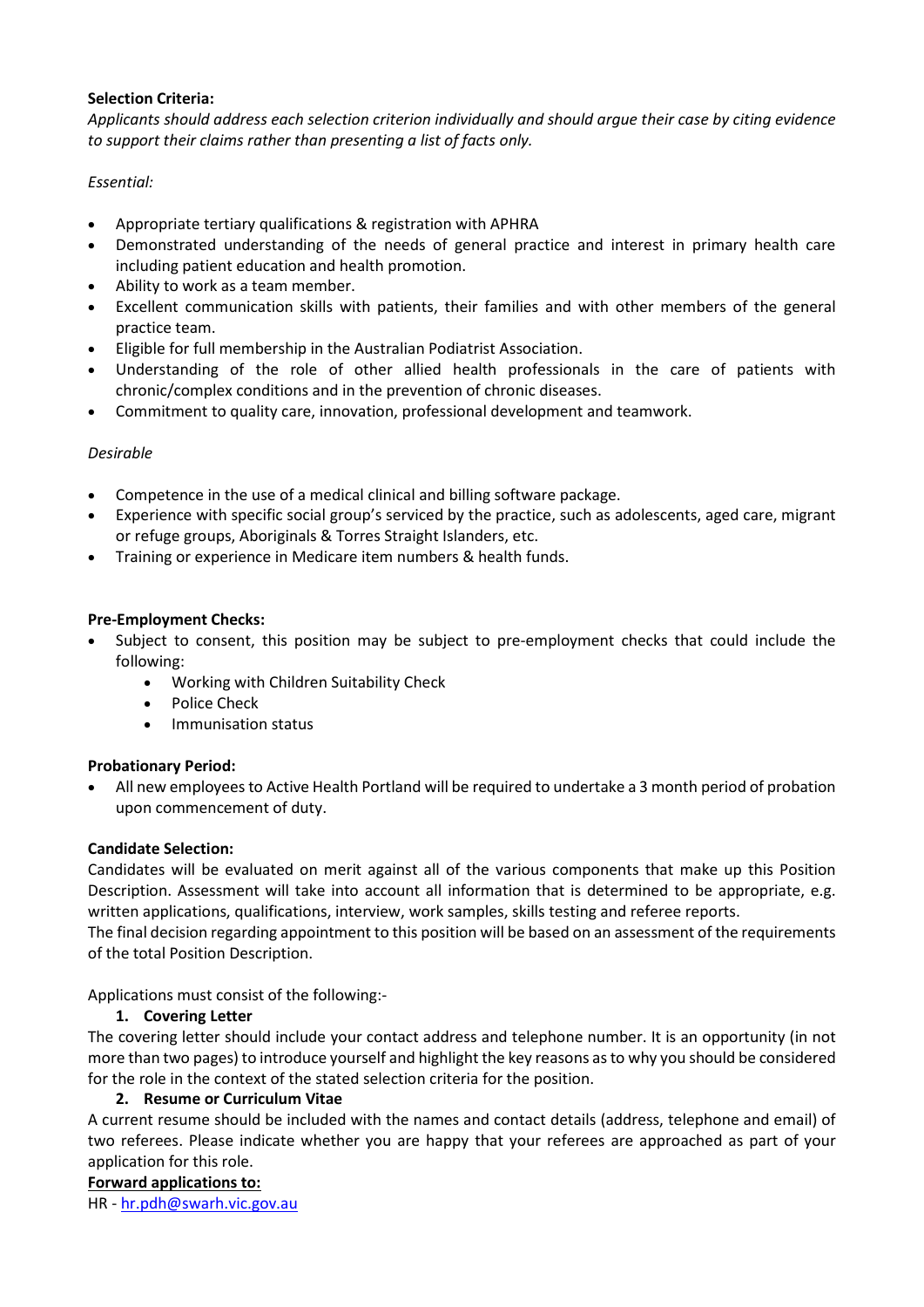**Selection Criteria:**

*Applicants should address each selection criterion individually and should argue their case by citing evidence to support their claims rather than presenting a list of facts only.*

*Essential:*

- Appropriate tertiary qualifications & registration with APHRA
- Demonstrated understanding of the needs of general practice and interest in primary health care including patient education and health promotion.
- Ability to work as a team member.
- Excellent communication skills with patients, their families and with other members of the general practice team.
- Eligible for full membership in the Australian Podiatrist Association.
- Understanding of the role of other allied health professionals in the care of patients with chronic/complex conditions and in the prevention of chronic diseases.
- Commitment to quality care, innovation, professional development and teamwork.

*Desirable*

- Competence in the use of a medical clinical and billing software package.
- Experience with specific social group's serviced by the practice, such as adolescents, aged care, migrant or refuge groups, Aboriginals & Torres Straight Islanders, etc.
- Training or experience in Medicare item numbers & health funds.

**Pre-Employment Checks:**

- Subject to consent, this position may be subject to pre-employment checks that could include the following:
  - Working with Children Suitability Check
  - Police Check
  - Immunisation status

**Probationary Period:**

- All new employees to Active Health Portland will be required to undertake a 3 month period of probation upon commencement of duty.

**Candidate Selection:**

Candidates will be evaluated on merit against all of the various components that make up this Position Description. Assessment will take into account all information that is determined to be appropriate, e.g. written applications, qualifications, interview, work samples, skills testing and referee reports.

The final decision regarding appointment to this position will be based on an assessment of the requirements of the total Position Description.

Applications must consist of the following:-

1. **Covering Letter**

The covering letter should include your contact address and telephone number. It is an opportunity (in not more than two pages) to introduce yourself and highlight the key reasons as to why you should be considered for the role in the context of the stated selection criteria for the position.

2. **Resume or Curriculum Vitae**

A current resume should be included with the names and contact details (address, telephone and email) of two referees. Please indicate whether you are happy that your referees are approached as part of your application for this role.

**Forward applications to:**

HR - hr.pdh@swarh.vic.gov.au